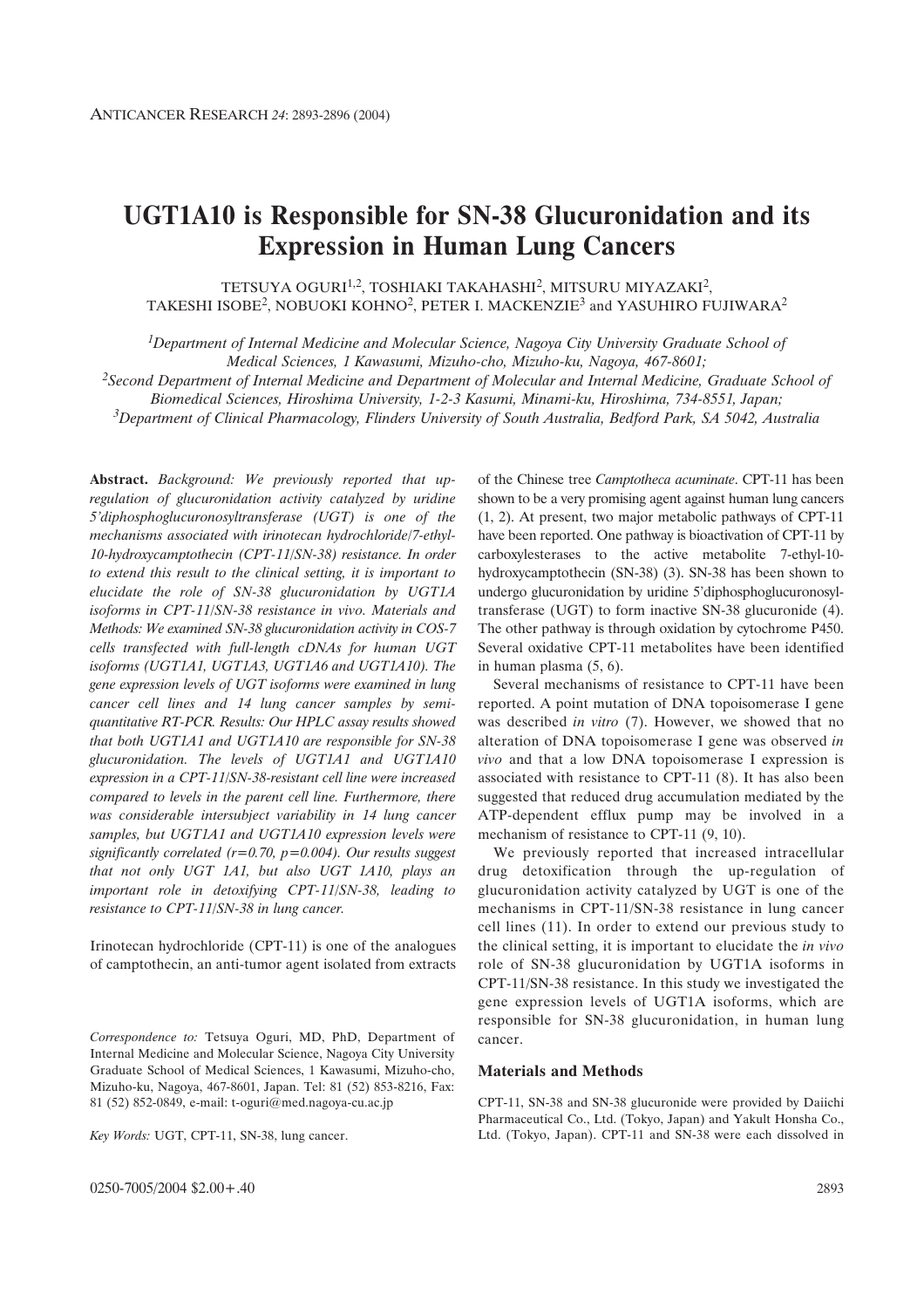# UGT1A10 is Responsible for SN-38 Glucuronidation and its Expression in Human Lung Cancers

TETSUYA OGURI[1,2], TOSHIAKI TAKAHASHI[2], MITSURU MIYAZAKI[2], TAKESHI ISOBE[2], NOBUOKI KOHNO[2], PETER I. MACKENZIE[3] and YASUHIRO FUJIWARA[2]

[1]*Department of Internal Medicine and Molecular Science, Nagoya City University Graduate School of Medical Sciences, 1 Kawasumi, Mizuho-cho, Mizuho-ku, Nagoya, 467-8601;*
[2]*Second Department of Internal Medicine and Department of Molecular and Internal Medicine, Graduate School of Biomedical Sciences, Hiroshima University, 1-2-3 Kasumi, Minami-ku, Hiroshima, 734-8551, Japan;*
[3]*Department of Clinical Pharmacology, Flinders University of South Australia, Bedford Park, SA 5042, Australia*

**Abstract.** *Background: We previously reported that up-regulation of glucuronidation activity catalyzed by uridine 5'diphosphoglucuronosyltransferase (UGT) is one of the mechanisms associated with irinotecan hydrochloride/7-ethyl-10-hydroxycamptothecin (CPT-11/SN-38) resistance. In order to extend this result to the clinical setting, it is important to elucidate the role of SN-38 glucuronidation by UGT1A isoforms in CPT-11/SN-38 resistance in vivo. Materials and Methods: We examined SN-38 glucuronidation activity in COS-7 cells transfected with full-length cDNAs for human UGT isoforms (UGT1A1, UGT1A3, UGT1A6 and UGT1A10). The gene expression levels of UGT isoforms were examined in lung cancer cell lines and 14 lung cancer samples by semi-quantitative RT-PCR. Results: Our HPLC assay results showed that both UGT1A1 and UGT1A10 are responsible for SN-38 glucuronidation. The levels of UGT1A1 and UGT1A10 expression in a CPT-11/SN-38-resistant cell line were increased compared to levels in the parent cell line. Furthermore, there was considerable intersubject variability in 14 lung cancer samples, but UGT1A1 and UGT1A10 expression levels were significantly correlated ($r=0.70$, $p=0.004$). Our results suggest that not only UGT 1A1, but also UGT 1A10, plays an important role in detoxifying CPT-11/SN-38, leading to resistance to CPT-11/SN-38 in lung cancer.*

Irinotecan hydrochloride (CPT-11) is one of the analogues of camptothecin, an anti-tumor agent isolated from extracts of the Chinese tree *Camptotheca acuminate*. CPT-11 has been shown to be a very promising agent against human lung cancers (1, 2). At present, two major metabolic pathways of CPT-11 have been reported. One pathway is bioactivation of CPT-11 by carboxylesterases to the active metabolite 7-ethyl-10-hydroxycamptothecin (SN-38) (3). SN-38 has been shown to undergo glucuronidation by uridine 5'diphosphoglucuronosyltransferase (UGT) to form inactive SN-38 glucuronide (4). The other pathway is through oxidation by cytochrome P450. Several oxidative CPT-11 metabolites have been identified in human plasma (5, 6).

Several mechanisms of resistance to CPT-11 have been reported. A point mutation of DNA topoisomerase I gene was described *in vitro* (7). However, we showed that no alteration of DNA topoisomerase I gene was observed *in vivo* and that a low DNA topoisomerase I expression is associated with resistance to CPT-11 (8). It has also been suggested that reduced drug accumulation mediated by the ATP-dependent efflux pump may be involved in a mechanism of resistance to CPT-11 (9, 10).

We previously reported that increased intracellular drug detoxification through the up-regulation of glucuronidation activity catalyzed by UGT is one of the mechanisms in CPT-11/SN-38 resistance in lung cancer cell lines (11). In order to extend our previous study to the clinical setting, it is important to elucidate the *in vivo* role of SN-38 glucuronidation by UGT1A isoforms in CPT-11/SN-38 resistance. In this study we investigated the gene expression levels of UGT1A isoforms, which are responsible for SN-38 glucuronidation, in human lung cancer.

*Correspondence to:* Tetsuya Oguri, MD, PhD, Department of Internal Medicine and Molecular Science, Nagoya City University Graduate School of Medical Sciences, 1 Kawasumi, Mizuho-cho, Mizuho-ku, Nagoya, 467-8601, Japan. Tel: 81 (52) 853-8216, Fax: 81 (52) 852-0849, e-mail: t-oguri@med.nagoya-cu.ac.jp

*Key Words:* UGT, CPT-11, SN-38, lung cancer.

## Materials and Methods

CPT-11, SN-38 and SN-38 glucuronide were provided by Daiichi Pharmaceutical Co., Ltd. (Tokyo, Japan) and Yakult Honsha Co., Ltd. (Tokyo, Japan). CPT-11 and SN-38 were each dissolved in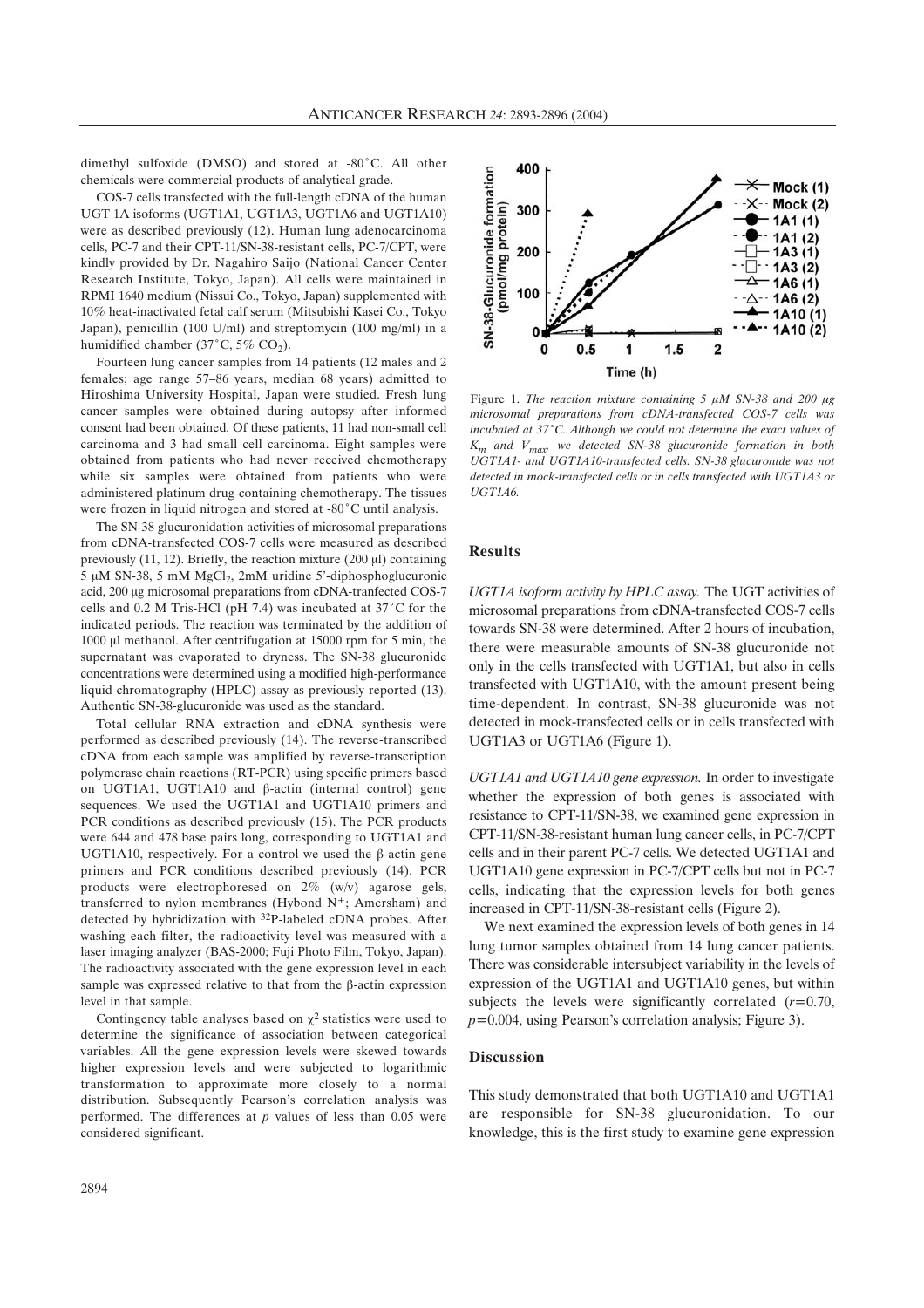dimethyl sulfoxide (DMSO) and stored at -80˚C. All other chemicals were commercial products of analytical grade.

COS-7 cells transfected with the full-length cDNA of the human UGT 1A isoforms (UGT1A1, UGT1A3, UGT1A6 and UGT1A10) were as described previously (12). Human lung adenocarcinoma cells, PC-7 and their CPT-11/SN-38-resistant cells, PC-7/CPT, were kindly provided by Dr. Nagahiro Saijo (National Cancer Center Research Institute, Tokyo, Japan). All cells were maintained in RPMI 1640 medium (Nissui Co., Tokyo, Japan) supplemented with 10% heat-inactivated fetal calf serum (Mitsubishi Kasei Co., Tokyo Japan), penicillin (100 U/ml) and streptomycin (100 mg/ml) in a humidified chamber (37˚C, 5% $CO_2$).

Fourteen lung cancer samples from 14 patients (12 males and 2 females; age range 57–86 years, median 68 years) admitted to Hiroshima University Hospital, Japan were studied. Fresh lung cancer samples were obtained during autopsy after informed consent had been obtained. Of these patients, 11 had non-small cell carcinoma and 3 had small cell carcinoma. Eight samples were obtained from patients who had never received chemotherapy while six samples were obtained from patients who were administered platinum drug-containing chemotherapy. The tissues were frozen in liquid nitrogen and stored at -80˚C until analysis.

The SN-38 glucuronidation activities of microsomal preparations from cDNA-transfected COS-7 cells were measured as described previously (11, 12). Briefly, the reaction mixture (200 μl) containing 5 μM SN-38, 5 mM $MgCl_2$, 2mM uridine 5'-diphosphoglucuronic acid, 200 μg microsomal preparations from cDNA-tranfected COS-7 cells and 0.2 M Tris-HCl (pH 7.4) was incubated at 37˚C for the indicated periods. The reaction was terminated by the addition of 1000 μl methanol. After centrifugation at 15000 rpm for 5 min, the supernatant was evaporated to dryness. The SN-38 glucuronide concentrations were determined using a modified high-performance liquid chromatography (HPLC) assay as previously reported (13). Authentic SN-38-glucuronide was used as the standard.

Total cellular RNA extraction and cDNA synthesis were performed as described previously (14). The reverse-transcribed cDNA from each sample was amplified by reverse-transcription polymerase chain reactions (RT-PCR) using specific primers based on UGT1A1, UGT1A10 and β-actin (internal control) gene sequences. We used the UGT1A1 and UGT1A10 primers and PCR conditions as described previously (15). The PCR products were 644 and 478 base pairs long, corresponding to UGT1A1 and UGT1A10, respectively. For a control we used the β-actin gene primers and PCR conditions described previously (14). PCR products were electrophoresed on 2% (w/v) agarose gels, transferred to nylon membranes (Hybond N+; Amersham) and detected by hybridization with $^{32}$P-labeled cDNA probes. After washing each filter, the radioactivity level was measured with a laser imaging analyzer (BAS-2000; Fuji Photo Film, Tokyo, Japan). The radioactivity associated with the gene expression level in each sample was expressed relative to that from the β-actin expression level in that sample.

Contingency table analyses based on $\chi^2$ statistics were used to determine the significance of association between categorical variables. All the gene expression levels were skewed towards higher expression levels and were subjected to logarithmic transformation to approximate more closely to a normal distribution. Subsequently Pearson's correlation analysis was performed. The differences at *p* values of less than 0.05 were considered significant.

Figure 1. *The reaction mixture containing 5 μM SN-38 and 200 μg microsomal preparations from cDNA-transfected COS-7 cells was incubated at 37˚C. Although we could not determine the exact values of $K_m$ and $V_{max}$ we detected SN-38 glucuronide formation in both UGT1A1- and UGT1A10-transfected cells. SN-38 glucuronide was not detected in mock-transfected cells or in cells transfected with UGT1A3 or UGT1A6.*

## Results

*UGT1A isoform activity by HPLC assay.* The UGT activities of microsomal preparations from cDNA-transfected COS-7 cells towards SN-38 were determined. After 2 hours of incubation, there were measurable amounts of SN-38 glucuronide not only in the cells transfected with UGT1A1, but also in cells transfected with UGT1A10, with the amount present being time-dependent. In contrast, SN-38 glucuronide was not detected in mock-transfected cells or in cells transfected with UGT1A3 or UGT1A6 (Figure 1).

*UGT1A1 and UGT1A10 gene expression.* In order to investigate whether the expression of both genes is associated with resistance to CPT-11/SN-38, we examined gene expression in CPT-11/SN-38-resistant human lung cancer cells, in PC-7/CPT cells and in their parent PC-7 cells. We detected UGT1A1 and UGT1A10 gene expression in PC-7/CPT cells but not in PC-7 cells, indicating that the expression levels for both genes increased in CPT-11/SN-38-resistant cells (Figure 2).

We next examined the expression levels of both genes in 14 lung tumor samples obtained from 14 lung cancer patients. There was considerable intersubject variability in the levels of expression of the UGT1A1 and UGT1A10 genes, but within subjects the levels were significantly correlated ($r$=0.70, $p$=0.004, using Pearson's correlation analysis; Figure 3).

## Discussion

This study demonstrated that both UGT1A10 and UGT1A1 are responsible for SN-38 glucuronidation. To our knowledge, this is the first study to examine gene expression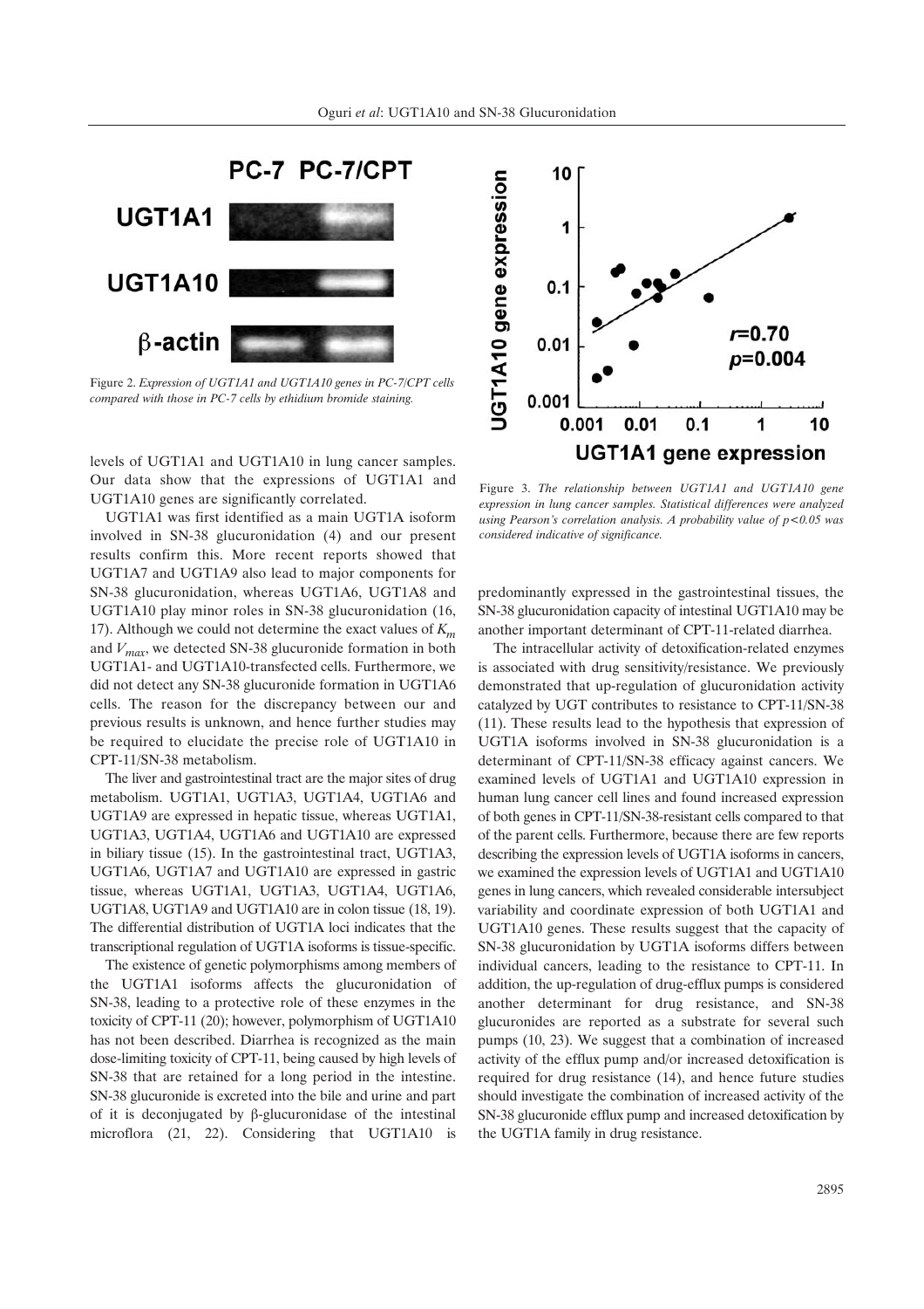Figure 2. *Expression of UGT1A1 and UGT1A10 genes in PC-7/CPT cells compared with those in PC-7 cells by ethidium bromide staining.*

Figure 3. *The relationship between UGT1A1 and UGT1A10 gene expression in lung cancer samples. Statistical differences were analyzed using Pearson's correlation analysis. A probability value of $p<0.05$ was considered indicative of significance.*

levels of UGT1A1 and UGT1A10 in lung cancer samples. Our data show that the expressions of UGT1A1 and UGT1A10 genes are significantly correlated.

UGT1A1 was first identified as a main UGT1A isoform involved in SN-38 glucuronidation (4) and our present results confirm this. More recent reports showed that UGT1A7 and UGT1A9 also lead to major components for SN-38 glucuronidation, whereas UGT1A6, UGT1A8 and UGT1A10 play minor roles in SN-38 glucuronidation (16, 17). Although we could not determine the exact values of $K_m$ and $V_{max}$, we detected SN-38 glucuronide formation in both UGT1A1- and UGT1A10-transfected cells. Furthermore, we did not detect any SN-38 glucuronide formation in UGT1A6 cells. The reason for the discrepancy between our and previous results is unknown, and hence further studies may be required to elucidate the precise role of UGT1A10 in CPT-11/SN-38 metabolism.

The liver and gastrointestinal tract are the major sites of drug metabolism. UGT1A1, UGT1A3, UGT1A4, UGT1A6 and UGT1A9 are expressed in hepatic tissue, whereas UGT1A1, UGT1A3, UGT1A4, UGT1A6 and UGT1A10 are expressed in biliary tissue (15). In the gastrointestinal tract, UGT1A3, UGT1A6, UGT1A7 and UGT1A10 are expressed in gastric tissue, whereas UGT1A1, UGT1A3, UGT1A4, UGT1A6, UGT1A8, UGT1A9 and UGT1A10 are in colon tissue (18, 19). The differential distribution of UGT1A loci indicates that the transcriptional regulation of UGT1A isoforms is tissue-specific.

The existence of genetic polymorphisms among members of the UGT1A1 isoforms affects the glucuronidation of SN-38, leading to a protective role of these enzymes in the toxicity of CPT-11 (20); however, polymorphism of UGT1A10 has not been described. Diarrhea is recognized as the main dose-limiting toxicity of CPT-11, being caused by high levels of SN-38 that are retained for a long period in the intestine. SN-38 glucuronide is excreted into the bile and urine and part of it is deconjugated by β-glucuronidase of the intestinal microflora (21, 22). Considering that UGT1A10 is predominantly expressed in the gastrointestinal tissues, the SN-38 glucuronidation capacity of intestinal UGT1A10 may be another important determinant of CPT-11-related diarrhea.

The intracellular activity of detoxification-related enzymes is associated with drug sensitivity/resistance. We previously demonstrated that up-regulation of glucuronidation activity catalyzed by UGT contributes to resistance to CPT-11/SN-38 (11). These results lead to the hypothesis that expression of UGT1A isoforms involved in SN-38 glucuronidation is a determinant of CPT-11/SN-38 efficacy against cancers. We examined levels of UGT1A1 and UGT1A10 expression in human lung cancer cell lines and found increased expression of both genes in CPT-11/SN-38-resistant cells compared to that of the parent cells. Furthermore, because there are few reports describing the expression levels of UGT1A isoforms in cancers, we examined the expression levels of UGT1A1 and UGT1A10 genes in lung cancers, which revealed considerable intersubject variability and coordinate expression of both UGT1A1 and UGT1A10 genes. These results suggest that the capacity of SN-38 glucuronidation by UGT1A isoforms differs between individual cancers, leading to the resistance to CPT-11. In addition, the up-regulation of drug-efflux pumps is considered another determinant for drug resistance, and SN-38 glucuronides are reported as a substrate for several such pumps (10, 23). We suggest that a combination of increased activity of the efflux pump and/or increased detoxification is required for drug resistance (14), and hence future studies should investigate the combination of increased activity of the SN-38 glucuronide efflux pump and increased detoxification by the UGT1A family in drug resistance.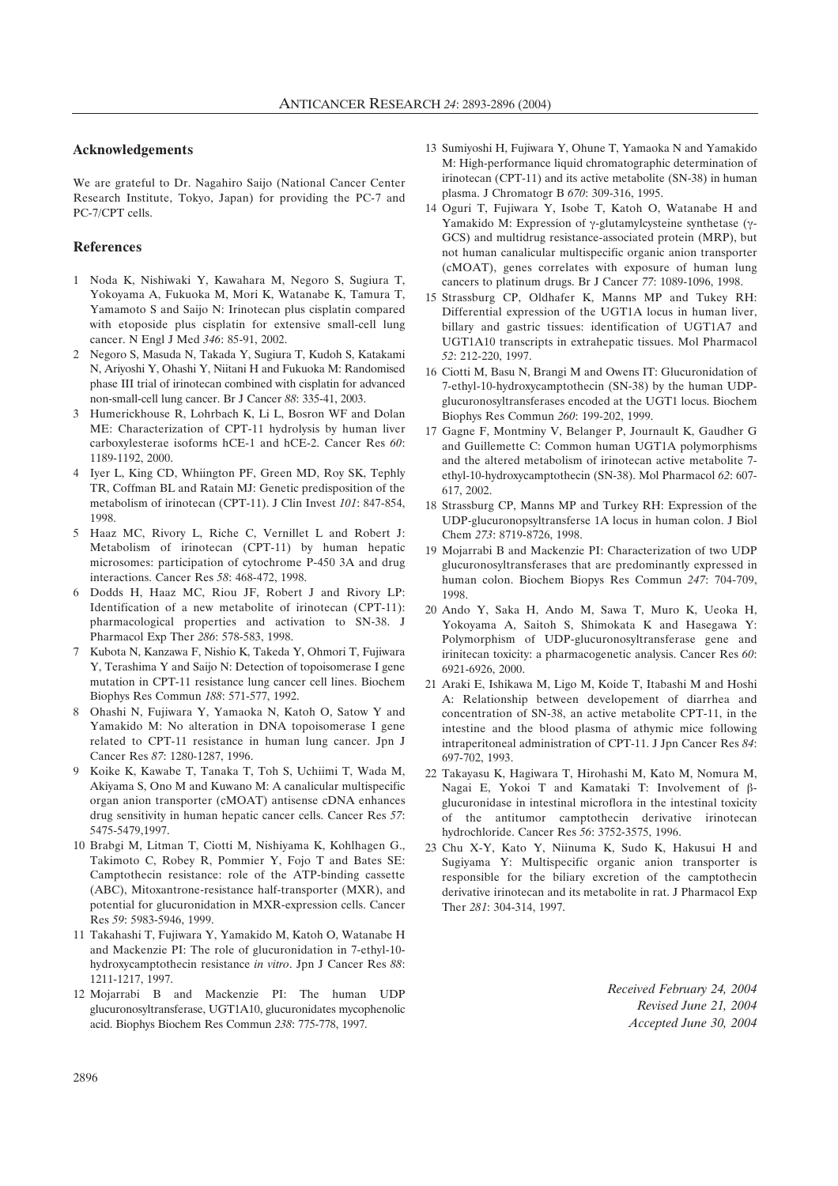## Acknowledgements

We are grateful to Dr. Nagahiro Saijo (National Cancer Center Research Institute, Tokyo, Japan) for providing the PC-7 and PC-7/CPT cells.

## References

1. Noda K, Nishiwaki Y, Kawahara M, Negoro S, Sugiura T, Yokoyama A, Fukuoka M, Mori K, Watanabe K, Tamura T, Yamamoto S and Saijo N: Irinotecan plus cisplatin compared with etoposide plus cisplatin for extensive small-cell lung cancer. N Engl J Med *346*: 85-91, 2002.
2. Negoro S, Masuda N, Takada Y, Sugiura T, Kudoh S, Katakami N, Ariyoshi Y, Ohashi Y, Niitani H and Fukuoka M: Randomised phase III trial of irinotecan combined with cisplatin for advanced non-small-cell lung cancer. Br J Cancer *88*: 335-41, 2003.
3. Humerickhouse R, Lohrbach K, Li L, Bosron WF and Dolan ME: Characterization of CPT-11 hydrolysis by human liver carboxylesterae isoforms hCE-1 and hCE-2. Cancer Res *60*: 1189-1192, 2000.
4. Iyer L, King CD, Whiington PF, Green MD, Roy SK, Tephly TR, Coffman BL and Ratain MJ: Genetic predisposition of the metabolism of irinotecan (CPT-11). J Clin Invest *101*: 847-854, 1998.
5. Haaz MC, Rivory L, Riche C, Vernillet L and Robert J: Metabolism of irinotecan (CPT-11) by human hepatic microsomes: participation of cytochrome P-450 3A and drug interactions. Cancer Res *58*: 468-472, 1998.
6. Dodds H, Haaz MC, Riou JF, Robert J and Rivory LP: Identification of a new metabolite of irinotecan (CPT-11): pharmacological properties and activation to SN-38. J Pharmacol Exp Ther *286*: 578-583, 1998.
7. Kubota N, Kanzawa F, Nishio K, Takeda Y, Ohmori T, Fujiwara Y, Terashima Y and Saijo N: Detection of topoisomerase I gene mutation in CPT-11 resistance lung cancer cell lines. Biochem Biophys Res Commun *188*: 571-577, 1992.
8. Ohashi N, Fujiwara Y, Yamaoka N, Katoh O, Satow Y and Yamakido M: No alteration in DNA topoisomerase I gene related to CPT-11 resistance in human lung cancer. Jpn J Cancer Res *87*: 1280-1287, 1996.
9. Koike K, Kawabe T, Tanaka T, Toh S, Uchiimi T, Wada M, Akiyama S, Ono M and Kuwano M: A canalicular multispecific organ anion transporter (cMOAT) antisense cDNA enhances drug sensitivity in human hepatic cancer cells. Cancer Res *57*: 5475-5479,1997.
10. Brabgi M, Litman T, Ciotti M, Nishiyama K, Kohlhagen G., Takimoto C, Robey R, Pommier Y, Fojo T and Bates SE: Camptothecin resistance: role of the ATP-binding cassette (ABC), Mitoxantrone-resistance half-transporter (MXR), and potential for glucuronidation in MXR-expression cells. Cancer Res *59*: 5983-5946, 1999.
11. Takahashi T, Fujiwara Y, Yamakido M, Katoh O, Watanabe H and Mackenzie PI: The role of glucuronidation in 7-ethyl-10-hydroxycamptothecin resistance *in vitro*. Jpn J Cancer Res *88*: 1211-1217, 1997.
12. Mojarrabi B and Mackenzie PI: The human UDP glucuronosyltransferase, UGT1A10, glucuronidates mycophenolic acid. Biophys Biochem Res Commun *238*: 775-778, 1997.
13. Sumiyoshi H, Fujiwara Y, Ohune T, Yamaoka N and Yamakido M: High-performance liquid chromatographic determination of irinotecan (CPT-11) and its active metabolite (SN-38) in human plasma. J Chromatogr B *670*: 309-316, 1995.
14. Oguri T, Fujiwara Y, Isobe T, Katoh O, Watanabe H and Yamakido M: Expression of γ-glutamylcysteine synthetase (γ-GCS) and multidrug resistance-associated protein (MRP), but not human canalicular multispecific organic anion transporter (cMOAT), genes correlates with exposure of human lung cancers to platinum drugs. Br J Cancer *77*: 1089-1096, 1998.
15. Strassburg CP, Oldhafer K, Manns MP and Tukey RH: Differential expression of the UGT1A locus in human liver, billary and gastric tissues: identification of UGT1A7 and UGT1A10 transcripts in extrahepatic tissues. Mol Pharmacol *52*: 212-220, 1997.
16. Ciotti M, Basu N, Brangi M and Owens IT: Glucuronidation of 7-ethyl-10-hydroxycamptothecin (SN-38) by the human UDP-glucuronosyltransferases encoded at the UGT1 locus. Biochem Biophys Res Commun *260*: 199-202, 1999.
17. Gagne F, Montminy V, Belanger P, Journault K, Gaudher G and Guillemette C: Common human UGT1A polymorphisms and the altered metabolism of irinotecan active metabolite 7-ethyl-10-hydroxycamptothecin (SN-38). Mol Pharmacol *62*: 607-617, 2002.
18. Strassburg CP, Manns MP and Turkey RH: Expression of the UDP-glucuronopsyltransferse 1A locus in human colon. J Biol Chem *273*: 8719-8726, 1998.
19. Mojarrabi B and Mackenzie PI: Characterization of two UDP glucuronosyltransferases that are predominantly expressed in human colon. Biochem Biopys Res Commun *247*: 704-709, 1998.
20. Ando Y, Saka H, Ando M, Sawa T, Muro K, Ueoka H, Yokoyama A, Saitoh S, Shimokata K and Hasegawa Y: Polymorphism of UDP-glucuronosyltransferase gene and irinitecan toxicity: a pharmacogenetic analysis. Cancer Res *60*: 6921-6926, 2000.
21. Araki E, Ishikawa M, Ligo M, Koide T, Itabashi M and Hoshi A: Relationship between developement of diarrhea and concentration of SN-38, an active metabolite CPT-11, in the intestine and the blood plasma of athymic mice following intraperitoneal administration of CPT-11. J Jpn Cancer Res *84*: 697-702, 1993.
22. Takayasu K, Hagiwara T, Hirohashi M, Kato M, Nomura M, Nagai E, Yokoi T and Kamataki T: Involvement of β-glucuronidase in intestinal microflora in the intestinal toxicity of the antitumor camptothecin derivative irinotecan hydrochloride. Cancer Res *56*: 3752-3575, 1996.
23. Chu X-Y, Kato Y, Niinuma K, Sudo K, Hakusui H and Sugiyama Y: Multispecific organic anion transporter is responsible for the biliary excretion of the camptothecin derivative irinotecan and its metabolite in rat. J Pharmacol Exp Ther *281*: 304-314, 1997.

*Received February 24, 2004*
*Revised June 21, 2004*
*Accepted June 30, 2004*